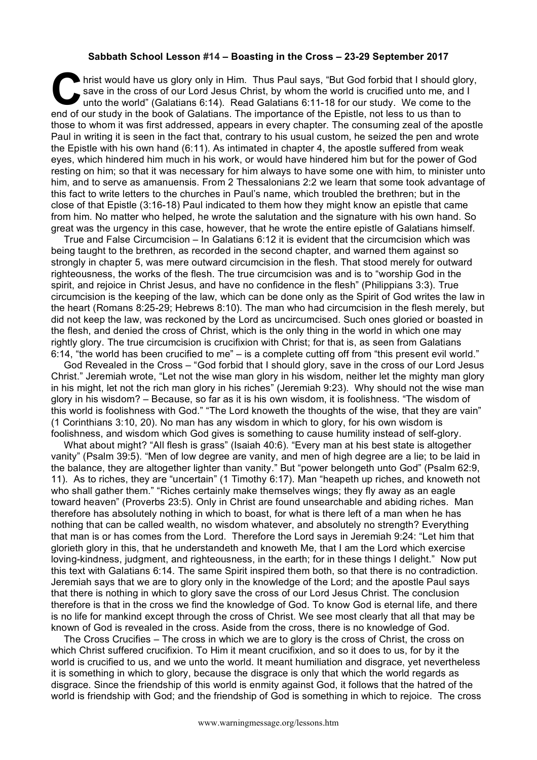**Sabbath School Lesson #14 – Boasting in the Cross – 23-29 September 2017**

Christ would have us glory only in Him. Thus Paul says, "But God forbid that I should glory, save in the cross of our Lord Jesus Christ, by whom the world is crucified unto me, and I unto the world" (Galatians 6:14). Read Galatians 6:11-18 for our study. We come to the end of our study in the book of Galatians. The importance of the Epistle, not less to us than to those to whom it was first addressed, appears in every chapter. The consuming zeal of the apostle Paul in writing it is seen in the fact that, contrary to his usual custom, he seized the pen and wrote the Epistle with his own hand (6:11). As intimated in chapter 4, the apostle suffered from weak eyes, which hindered him much in his work, or would have hindered him but for the power of God resting on him; so that it was necessary for him always to have some one with him, to minister unto him, and to serve as amanuensis. From 2 Thessalonians 2:2 we learn that some took advantage of this fact to write letters to the churches in Paul's name, which troubled the brethren; but in the close of that Epistle (3:16-18) Paul indicated to them how they might know an epistle that came from him. No matter who helped, he wrote the salutation and the signature with his own hand. So great was the urgency in this case, however, that he wrote the entire epistle of Galatians himself.

True and False Circumcision – In Galatians 6:12 it is evident that the circumcision which was being taught to the brethren, as recorded in the second chapter, and warned them against so strongly in chapter 5, was mere outward circumcision in the flesh. That stood merely for outward righteousness, the works of the flesh. The true circumcision was and is to "worship God in the spirit, and rejoice in Christ Jesus, and have no confidence in the flesh" (Philippians 3:3). True circumcision is the keeping of the law, which can be done only as the Spirit of God writes the law in the heart (Romans 8:25-29; Hebrews 8:10). The man who had circumcision in the flesh merely, but did not keep the law, was reckoned by the Lord as uncircumcised. Such ones gloried or boasted in the flesh, and denied the cross of Christ, which is the only thing in the world in which one may rightly glory. The true circumcision is crucifixion with Christ; for that is, as seen from Galatians 6:14, "the world has been crucified to me" – is a complete cutting off from "this present evil world."

God Revealed in the Cross – "God forbid that I should glory, save in the cross of our Lord Jesus Christ." Jeremiah wrote, "Let not the wise man glory in his wisdom, neither let the mighty man glory in his might, let not the rich man glory in his riches" (Jeremiah 9:23). Why should not the wise man glory in his wisdom? – Because, so far as it is his own wisdom, it is foolishness. "The wisdom of this world is foolishness with God." "The Lord knoweth the thoughts of the wise, that they are vain" (1 Corinthians 3:10, 20). No man has any wisdom in which to glory, for his own wisdom is foolishness, and wisdom which God gives is something to cause humility instead of self-glory.

What about might? "All flesh is grass" (Isaiah 40:6). "Every man at his best state is altogether vanity" (Psalm 39:5). "Men of low degree are vanity, and men of high degree are a lie; to be laid in the balance, they are altogether lighter than vanity." But "power belongeth unto God" (Psalm 62:9, 11). As to riches, they are "uncertain" (1 Timothy 6:17). Man "heapeth up riches, and knoweth not who shall gather them." "Riches certainly make themselves wings; they fly away as an eagle toward heaven" (Proverbs 23:5). Only in Christ are found unsearchable and abiding riches. Man therefore has absolutely nothing in which to boast, for what is there left of a man when he has nothing that can be called wealth, no wisdom whatever, and absolutely no strength? Everything that man is or has comes from the Lord. Therefore the Lord says in Jeremiah 9:24: "Let him that glorieth glory in this, that he understandeth and knoweth Me, that I am the Lord which exercise loving-kindness, judgment, and righteousness, in the earth; for in these things I delight." Now put this text with Galatians 6:14. The same Spirit inspired them both, so that there is no contradiction. Jeremiah says that we are to glory only in the knowledge of the Lord; and the apostle Paul says that there is nothing in which to glory save the cross of our Lord Jesus Christ. The conclusion therefore is that in the cross we find the knowledge of God. To know God is eternal life, and there is no life for mankind except through the cross of Christ. We see most clearly that all that may be known of God is revealed in the cross. Aside from the cross, there is no knowledge of God.

The Cross Crucifies – The cross in which we are to glory is the cross of Christ, the cross on which Christ suffered crucifixion. To Him it meant crucifixion, and so it does to us, for by it the world is crucified to us, and we unto the world. It meant humiliation and disgrace, yet nevertheless it is something in which to glory, because the disgrace is only that which the world regards as disgrace. Since the friendship of this world is enmity against God, it follows that the hatred of the world is friendship with God; and the friendship of God is something in which to rejoice. The cross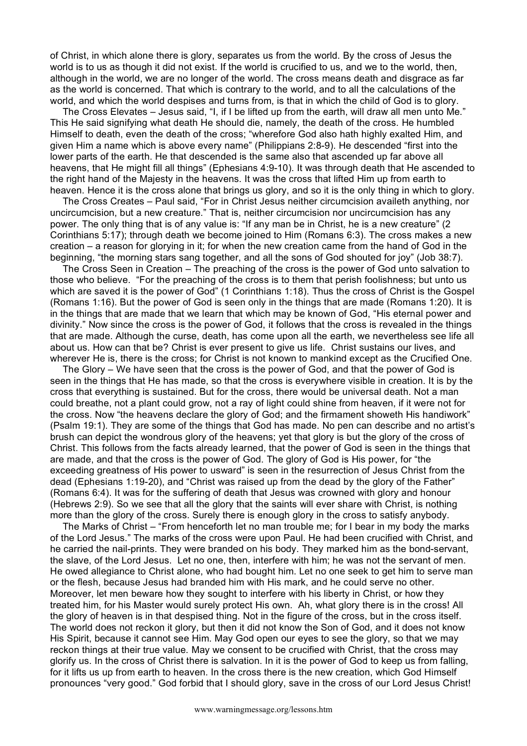of Christ, in which alone there is glory, separates us from the world. By the cross of Jesus the world is to us as though it did not exist. If the world is crucified to us, and we to the world, then, although in the world, we are no longer of the world. The cross means death and disgrace as far as the world is concerned. That which is contrary to the world, and to all the calculations of the world, and which the world despises and turns from, is that in which the child of God is to glory.

The Cross Elevates – Jesus said, "I, if I be lifted up from the earth, will draw all men unto Me." This He said signifying what death He should die, namely, the death of the cross. He humbled Himself to death, even the death of the cross; "wherefore God also hath highly exalted Him, and given Him a name which is above every name" (Philippians 2:8-9). He descended "first into the lower parts of the earth. He that descended is the same also that ascended up far above all heavens, that He might fill all things" (Ephesians 4:9-10). It was through death that He ascended to the right hand of the Majesty in the heavens. It was the cross that lifted Him up from earth to heaven. Hence it is the cross alone that brings us glory, and so it is the only thing in which to glory.

The Cross Creates – Paul said, "For in Christ Jesus neither circumcision availeth anything, nor uncircumcision, but a new creature." That is, neither circumcision nor uncircumcision has any power. The only thing that is of any value is: "If any man be in Christ, he is a new creature" (2 Corinthians 5:17); through death we become joined to Him (Romans 6:3). The cross makes a new creation – a reason for glorying in it; for when the new creation came from the hand of God in the beginning, "the morning stars sang together, and all the sons of God shouted for joy" (Job 38:7).

The Cross Seen in Creation – The preaching of the cross is the power of God unto salvation to those who believe. "For the preaching of the cross is to them that perish foolishness; but unto us which are saved it is the power of God" (1 Corinthians 1:18). Thus the cross of Christ is the Gospel (Romans 1:16). But the power of God is seen only in the things that are made (Romans 1:20). It is in the things that are made that we learn that which may be known of God, "His eternal power and divinity." Now since the cross is the power of God, it follows that the cross is revealed in the things that are made. Although the curse, death, has come upon all the earth, we nevertheless see life all about us. How can that be? Christ is ever present to give us life. Christ sustains our lives, and wherever He is, there is the cross; for Christ is not known to mankind except as the Crucified One.

The Glory – We have seen that the cross is the power of God, and that the power of God is seen in the things that He has made, so that the cross is everywhere visible in creation. It is by the cross that everything is sustained. But for the cross, there would be universal death. Not a man could breathe, not a plant could grow, not a ray of light could shine from heaven, if it were not for the cross. Now "the heavens declare the glory of God; and the firmament showeth His handiwork" (Psalm 19:1). They are some of the things that God has made. No pen can describe and no artist's brush can depict the wondrous glory of the heavens; yet that glory is but the glory of the cross of Christ. This follows from the facts already learned, that the power of God is seen in the things that are made, and that the cross is the power of God. The glory of God is His power, for "the exceeding greatness of His power to usward" is seen in the resurrection of Jesus Christ from the dead (Ephesians 1:19-20), and "Christ was raised up from the dead by the glory of the Father" (Romans 6:4). It was for the suffering of death that Jesus was crowned with glory and honour (Hebrews 2:9). So we see that all the glory that the saints will ever share with Christ, is nothing more than the glory of the cross. Surely there is enough glory in the cross to satisfy anybody.

The Marks of Christ – "From henceforth let no man trouble me; for I bear in my body the marks of the Lord Jesus." The marks of the cross were upon Paul. He had been crucified with Christ, and he carried the nail-prints. They were branded on his body. They marked him as the bond-servant, the slave, of the Lord Jesus. Let no one, then, interfere with him; he was not the servant of men. He owed allegiance to Christ alone, who had bought him. Let no one seek to get him to serve man or the flesh, because Jesus had branded him with His mark, and he could serve no other. Moreover, let men beware how they sought to interfere with his liberty in Christ, or how they treated him, for his Master would surely protect His own. Ah, what glory there is in the cross! All the glory of heaven is in that despised thing. Not in the figure of the cross, but in the cross itself. The world does not reckon it glory, but then it did not know the Son of God, and it does not know His Spirit, because it cannot see Him. May God open our eyes to see the glory, so that we may reckon things at their true value. May we consent to be crucified with Christ, that the cross may glorify us. In the cross of Christ there is salvation. In it is the power of God to keep us from falling, for it lifts us up from earth to heaven. In the cross there is the new creation, which God Himself pronounces "very good." God forbid that I should glory, save in the cross of our Lord Jesus Christ!

www.warningmessage.org/lessons.htm